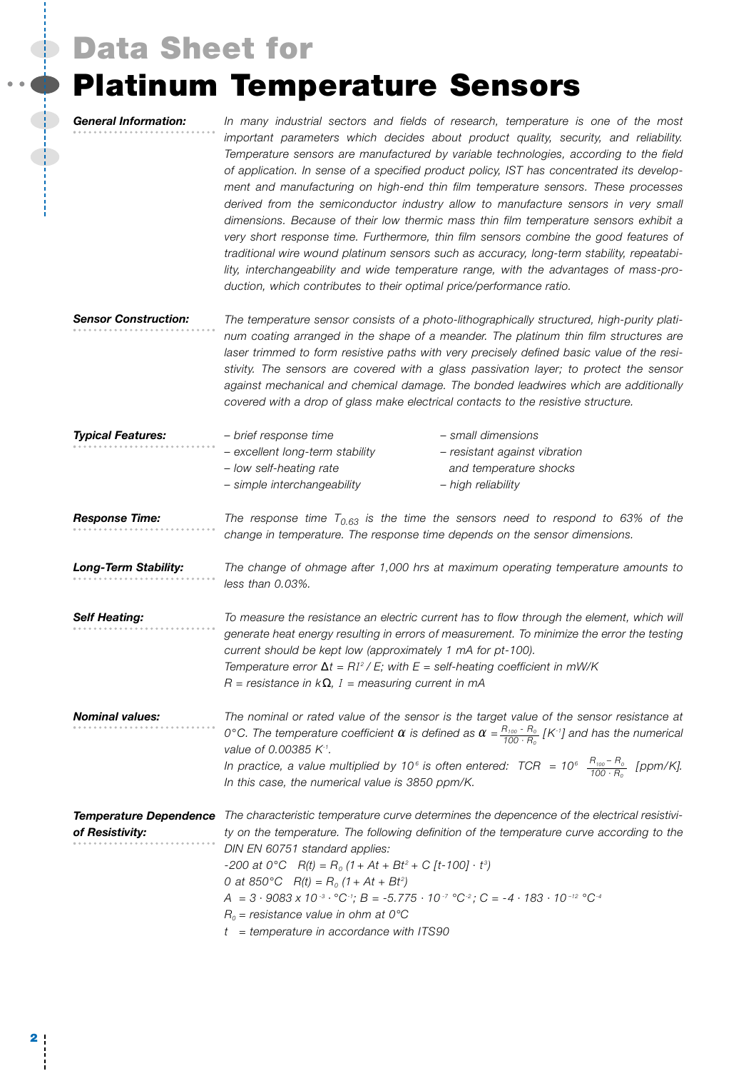# Data Sheet for

# Platinum Temperature Sensors

**General Information:**

*In many industrial sectors and fields of research, temperature is one of the most important parameters which decides about product quality, security, and reliability. Temperature sensors are manufactured by variable technologies, according to the field of application. In sense of a specified product policy, IST has concentrated its development and manufacturing on high-end thin film temperature sensors. These processes derived from the semiconductor industry allow to manufacture sensors in very small dimensions. Because of their low thermic mass thin film temperature sensors exhibit a very short response time. Furthermore, thin film sensors combine the good features of traditional wire wound platinum sensors such as accuracy, long-term stability, repeatability, interchangeability and wide temperature range, with the advantages of mass-production, which contributes to their optimal price/performance ratio.*

**Sensor Construction:**

*The temperature sensor consists of a photo-lithographically structured, high-purity platinum coating arranged in the shape of a meander. The platinum thin film structures are laser trimmed to form resistive paths with very precisely defined basic value of the resistivity. The sensors are covered with a glass passivation layer; to protect the sensor against mechanical and chemical damage. The bonded leadwires which are additionally covered with a drop of glass make electrical contacts to the resistive structure.*

**Typical Features:**

- *brief response time*
- *excellent long-term stability*
- *low self-heating rate*
- *simple interchangeability*
- *small dimensions*
- *resistant against vibration and temperature shocks*
- *high reliability*

**Response Time:**

*The response time $T_{0.63}$ is the time the sensors need to respond to 63% of the change in temperature. The response time depends on the sensor dimensions.*

**Long-Term Stability:**

*The change of ohmage after 1,000 hrs at maximum operating temperature amounts to less than 0.03%.*

**Self Heating:**

*To measure the resistance an electric current has to flow through the element, which will generate heat energy resulting in errors of measurement. To minimize the error the testing current should be kept low (approximately 1 mA for pt-100).*
*Temperature error $\Delta t = RI^2 / E$; with E = self-heating coefficient in mW/K*
*R = resistance in kΩ, I = measuring current in mA*

**Nominal values:**

*The nominal or rated value of the sensor is the target value of the sensor resistance at 0°C. The temperature coefficient $\alpha$ is defined as $\alpha = \frac{R_{100} - R_0}{100 \cdot R_0}$ [$K^{-1}$] and has the numerical value of 0.00385 $K^{-1}$.*
*In practice, a value multiplied by $10^6$ is often entered: $TCR = 10^6 \; \frac{R_{100} - R_0}{100 \cdot R_0}$ [ppm/K]. In this case, the numerical value is 3850 ppm/K.*

**Temperature Dependence of Resistivity:**

*The characteristic temperature curve determines the depencence of the electrical resistivity on the temperature. The following definition of the temperature curve according to the DIN EN 60751 standard applies:*
*-200 at 0°C $\quad R(t) = R_0\,(1 + At + Bt^2 + C\,[t-100] \cdot t^3)$*
*0 at 850°C $\quad R(t) = R_0\,(1 + At + Bt^2)$*
*$A = 3 \cdot 9083 \times 10^{-3} \cdot °C^{-1}$; $B = -5.775 \cdot 10^{-7}\ °C^{-2}$; $C = -4 \cdot 183 \cdot 10^{-12}\ °C^{-4}$*
*$R_0$ = resistance value in ohm at 0°C*
*t = temperature in accordance with ITS90*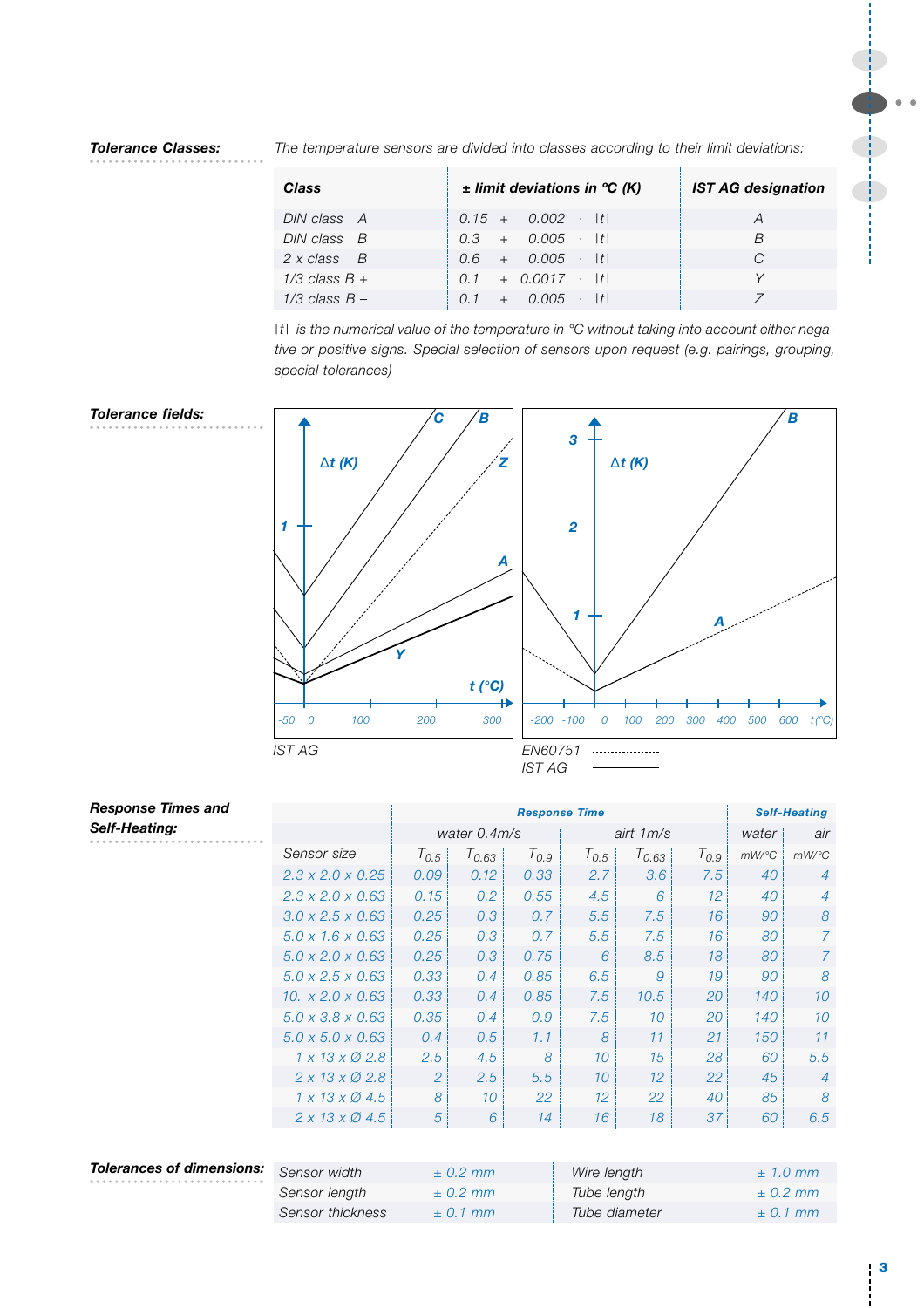**Tolerance Classes:**

*The temperature sensors are divided into classes according to their limit deviations:*

| Class | ± limit deviations in °C (K) | IST AG designation |
|---|---|---|
| DIN class A | 0.15 + 0.002 · \|t\| | A |
| DIN class B | 0.3 + 0.005 · \|t\| | B |
| 2 x class B | 0.6 + 0.005 · \|t\| | C |
| 1/3 class B + | 0.1 + 0.0017 · \|t\| | Y |
| 1/3 class B – | 0.1 + 0.005 · \|t\| | Z |

*|t| is the numerical value of the temperature in °C without taking into account either negative or positive signs. Special selection of sensors upon request (e.g. pairings, grouping, special tolerances)*

**Tolerance fields:**

IST AG

EN60751 ..................

IST AG ——————

**Response Times and Self-Heating:**

| | Response Time | | | | | | Self-Heating | |
|---|---|---|---|---|---|---|---|---|
| | water 0.4m/s | | | airt 1m/s | | | water | air |
| Sensor size | $T_{0.5}$ | $T_{0.63}$ | $T_{0.9}$ | $T_{0.5}$ | $T_{0.63}$ | $T_{0.9}$ | mW/°C | mW/°C |
| 2.3 x 2.0 x 0.25 | 0.09 | 0.12 | 0.33 | 2.7 | 3.6 | 7.5 | 40 | 4 |
| 2.3 x 2.0 x 0.63 | 0.15 | 0.2 | 0.55 | 4.5 | 6 | 12 | 40 | 4 |
| 3.0 x 2.5 x 0.63 | 0.25 | 0.3 | 0.7 | 5.5 | 7.5 | 16 | 90 | 8 |
| 5.0 x 1.6 x 0.63 | 0.25 | 0.3 | 0.7 | 5.5 | 7.5 | 16 | 80 | 7 |
| 5.0 x 2.0 x 0.63 | 0.25 | 0.3 | 0.75 | 6 | 8.5 | 18 | 80 | 7 |
| 5.0 x 2.5 x 0.63 | 0.33 | 0.4 | 0.85 | 6.5 | 9 | 19 | 90 | 8 |
| 10. x 2.0 x 0.63 | 0.33 | 0.4 | 0.85 | 7.5 | 10.5 | 20 | 140 | 10 |
| 5.0 x 3.8 x 0.63 | 0.35 | 0.4 | 0.9 | 7.5 | 10 | 20 | 140 | 10 |
| 5.0 x 5.0 x 0.63 | 0.4 | 0.5 | 1.1 | 8 | 11 | 21 | 150 | 11 |
| 1 x 13 x Ø 2.8 | 2.5 | 4.5 | 8 | 10 | 15 | 28 | 60 | 5.5 |
| 2 x 13 x Ø 2.8 | 2 | 2.5 | 5.5 | 10 | 12 | 22 | 45 | 4 |
| 1 x 13 x Ø 4.5 | 8 | 10 | 22 | 12 | 22 | 40 | 85 | 8 |
| 2 x 13 x Ø 4.5 | 5 | 6 | 14 | 16 | 18 | 37 | 60 | 6.5 |

**Tolerances of dimensions:**

| | | | |
|---|---|---|---|
| Sensor width | ± 0.2 mm | Wire length | ± 1.0 mm |
| Sensor length | ± 0.2 mm | Tube length | ± 0.2 mm |
| Sensor thickness | ± 0.1 mm | Tube diameter | ± 0.1 mm |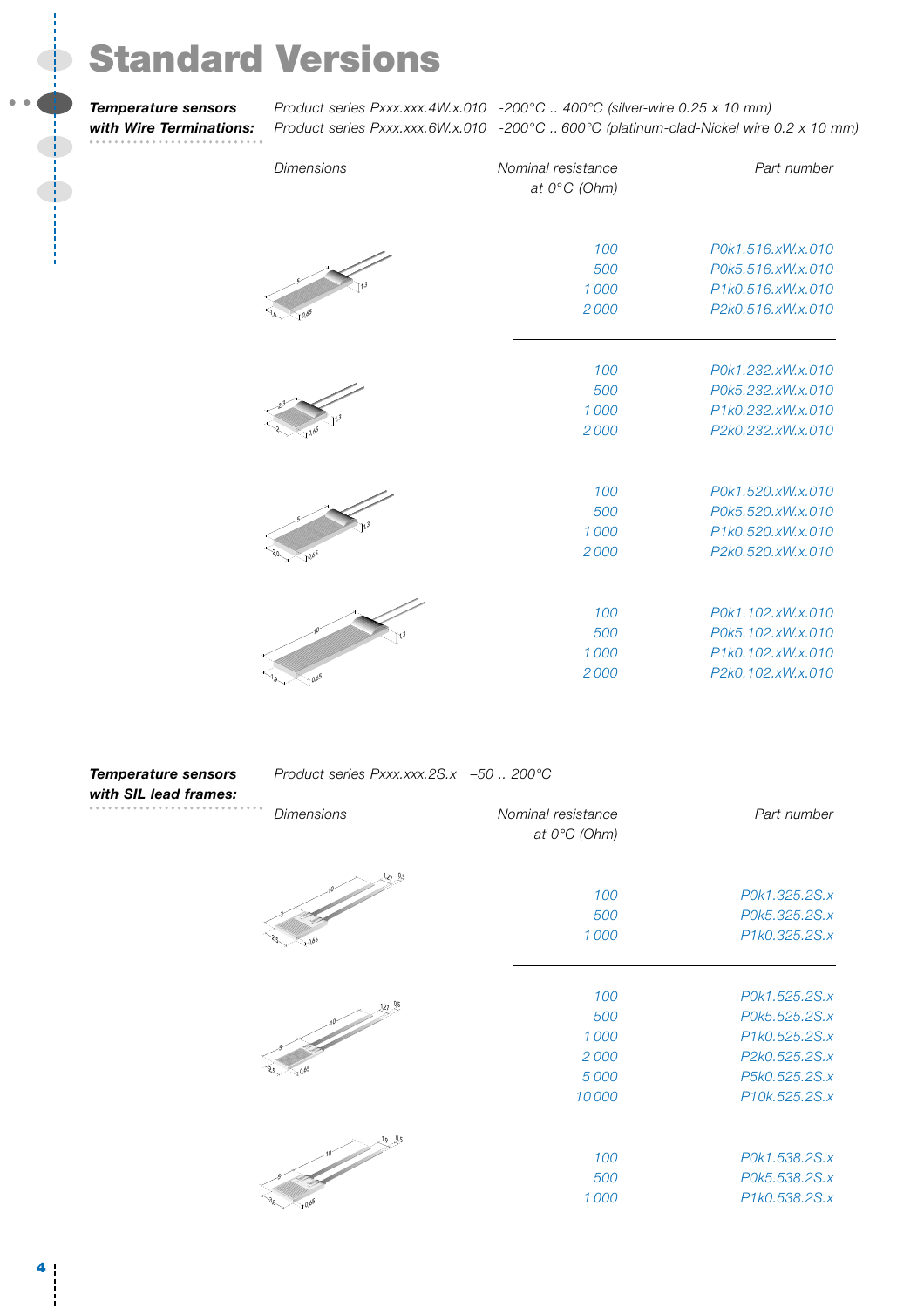# Standard Versions

**Temperature sensors with Wire Terminations:**

*Product series Pxxx.xxx.4W.x.010 -200°C .. 400°C (silver-wire 0.25 x 10 mm)*
*Product series Pxxx.xxx.6W.x.010 -200°C .. 600°C (platinum-clad-Nickel wire 0.2 x 10 mm)*

| Dimensions | Nominal resistance at 0°C (Ohm) | Part number |
|---|---|---|
| 5 x 1.6 x 0.65 (1.3) | 100 | P0k1.516.xW.x.010 |
| | 500 | P0k5.516.xW.x.010 |
| | 1 000 | P1k0.516.xW.x.010 |
| | 2 000 | P2k0.516.xW.x.010 |
| 2.3 x 2 x 0.65 (1.3) | 100 | P0k1.232.xW.x.010 |
| | 500 | P0k5.232.xW.x.010 |
| | 1 000 | P1k0.232.xW.x.010 |
| | 2 000 | P2k0.232.xW.x.010 |
| 5 x 2.0 x 0.65 (1.3) | 100 | P0k1.520.xW.x.010 |
| | 500 | P0k5.520.xW.x.010 |
| | 1 000 | P1k0.520.xW.x.010 |
| | 2 000 | P2k0.520.xW.x.010 |
| 10 x 1.9 x 0.65 (1.3) | 100 | P0k1.102.xW.x.010 |
| | 500 | P0k5.102.xW.x.010 |
| | 1 000 | P1k0.102.xW.x.010 |
| | 2 000 | P2k0.102.xW.x.010 |

**Temperature sensors with SIL lead frames:**

*Product series Pxxx.xxx.2S.x –50 .. 200°C*

| Dimensions | Nominal resistance at 0°C (Ohm) | Part number |
|---|---|---|
| 3 x 2.5 x 0.65 (10; 1.27; 0.5) | 100 | P0k1.325.2S.x |
| | 500 | P0k5.325.2S.x |
| | 1 000 | P1k0.325.2S.x |
| 5 x 2.5 x 0.65 (10; 1.27; 0.5) | 100 | P0k1.525.2S.x |
| | 500 | P0k5.525.2S.x |
| | 1 000 | P1k0.525.2S.x |
| | 2 000 | P2k0.525.2S.x |
| | 5 000 | P5k0.525.2S.x |
| | 10 000 | P10k.525.2S.x |
| 5 x 3.8 x 0.65 (10; 1.9; 0.5) | 100 | P0k1.538.2S.x |
| | 500 | P0k5.538.2S.x |
| | 1 000 | P1k0.538.2S.x |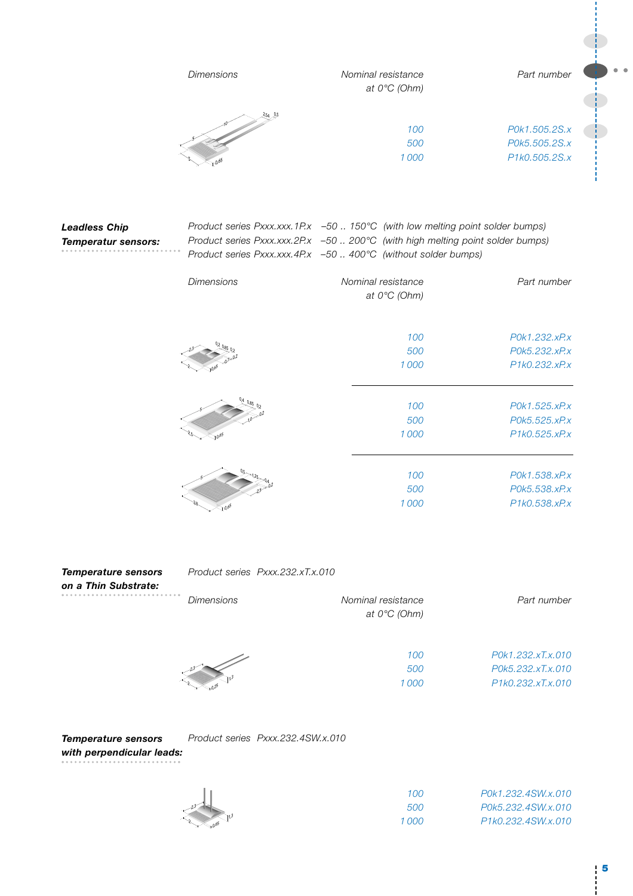| Dimensions | Nominal resistance at 0°C (Ohm) | Part number |
|---|---|---|
| | 100 | P0k1.505.2S.x |
| | 500 | P0k5.505.2S.x |
| | 1 000 | P1k0.505.2S.x |

**Leadless Chip Temperatur sensors:**

Product series Pxxx.xxx.1P.x –50 .. 150°C (with low melting point solder bumps)
Product series Pxxx.xxx.2P.x –50 .. 200°C (with high melting point solder bumps)
Product series Pxxx.xxx.4P.x –50 .. 400°C (without solder bumps)

| Dimensions | Nominal resistance at 0°C (Ohm) | Part number |
|---|---|---|
| | 100 | P0k1.232.xP.x |
| | 500 | P0k5.232.xP.x |
| | 1 000 | P1k0.232.xP.x |
| | 100 | P0k1.525.xP.x |
| | 500 | P0k5.525.xP.x |
| | 1 000 | P1k0.525.xP.x |
| | 100 | P0k1.538.xP.x |
| | 500 | P0k5.538.xP.x |
| | 1 000 | P1k0.538.xP.x |

**Temperature sensors on a Thin Substrate:**

Product series Pxxx.232.xT.x.010

| Dimensions | Nominal resistance at 0°C (Ohm) | Part number |
|---|---|---|
| | 100 | P0k1.232.xT.x.010 |
| | 500 | P0k5.232.xT.x.010 |
| | 1 000 | P1k0.232.xT.x.010 |

**Temperature sensors with perpendicular leads:**

Product series Pxxx.232.4SW.x.010

| Dimensions | Nominal resistance at 0°C (Ohm) | Part number |
|---|---|---|
| | 100 | P0k1.232.4SW.x.010 |
| | 500 | P0k5.232.4SW.x.010 |
| | 1 000 | P1k0.232.4SW.x.010 |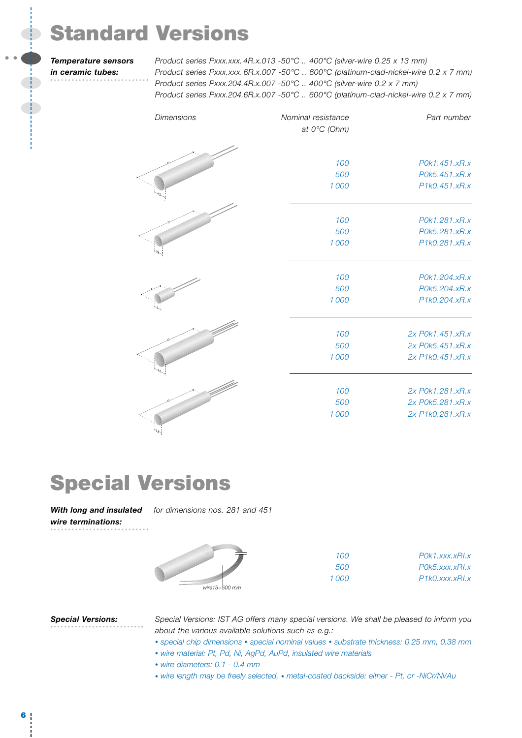# Standard Versions

***Temperature sensors in ceramic tubes:***

*Product series Pxxx.xxx.4R.x.013 -50°C .. 400°C (silver-wire 0.25 x 13 mm)*
*Product series Pxxx.xxx.6R.x.007 -50°C .. 600°C (platinum-clad-nickel-wire 0.2 x 7 mm)*
*Product series Pxxx.204.4R.x.007 -50°C .. 400°C (silver-wire 0.2 x 7 mm)*
*Product series Pxxx.204.6R.x.007 -50°C .. 600°C (platinum-clad-nickel-wire 0.2 x 7 mm)*

| Dimensions | Nominal resistance at 0°C (Ohm) | Part number |
|---|---|---|
| | 100 | P0k1.451.xR.x |
| | 500 | P0k5.451.xR.x |
| | 1 000 | P1k0.451.xR.x |
| | 100 | P0k1.281.xR.x |
| | 500 | P0k5.281.xR.x |
| | 1 000 | P1k0.281.xR.x |
| | 100 | P0k1.204.xR.x |
| | 500 | P0k5.204.xR.x |
| | 1 000 | P1k0.204.xR.x |
| | 100 | 2x P0k1.451.xR.x |
| | 500 | 2x P0k5.451.xR.x |
| | 1 000 | 2x P1k0.451.xR.x |
| | 100 | 2x P0k1.281.xR.x |
| | 500 | 2x P0k5.281.xR.x |
| | 1 000 | 2x P1k0.281.xR.x |

# Special Versions

***With long and insulated wire terminations:***

*for dimensions nos. 281 and 451*

wire15–500 mm

| Nominal resistance at 0°C (Ohm) | Part number |
|---|---|
| 100 | P0k1.xxx.xRI.x |
| 500 | P0k5.xxx.xRI.x |
| 1 000 | P1k0.xxx.xRI.x |

***Special Versions:***

*Special Versions: IST AG offers many special versions. We shall be pleased to inform you about the various available solutions such as e.g.:*

- *special chip dimensions • special nominal values • substrate thickness: 0.25 mm, 0.38 mm*
- *wire material: Pt, Pd, Ni, AgPd, AuPd, insulated wire materials*
- *wire diameters: 0.1 - 0.4 mm*
- *wire length may be freely selected, • metal-coated backside: either - Pt, or -NiCr/Ni/Au*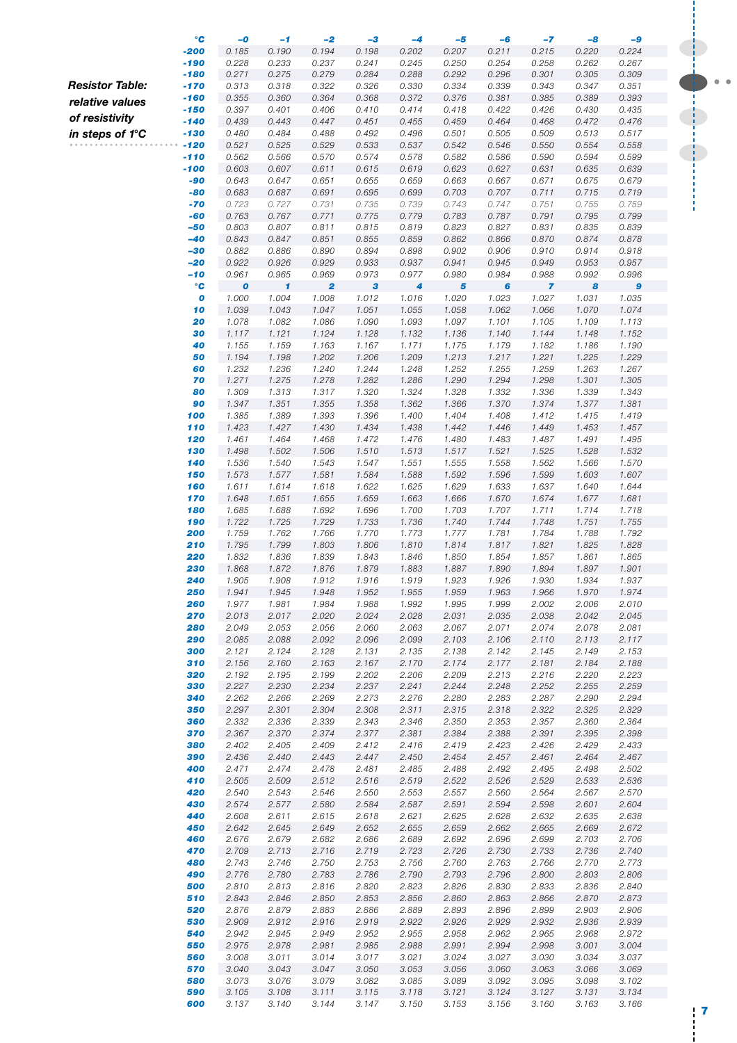**Resistor Table: relative values of resistivity in steps of 1°C**

| °C | -0 | -1 | -2 | -3 | -4 | -5 | -6 | -7 | -8 | -9 |
|---|---|---|---|---|---|---|---|---|---|---|
| -200 | 0.185 | 0.190 | 0.194 | 0.198 | 0.202 | 0.207 | 0.211 | 0.215 | 0.220 | 0.224 |
| -190 | 0.228 | 0.233 | 0.237 | 0.241 | 0.245 | 0.250 | 0.254 | 0.258 | 0.262 | 0.267 |
| -180 | 0.271 | 0.275 | 0.279 | 0.284 | 0.288 | 0.292 | 0.296 | 0.301 | 0.305 | 0.309 |
| -170 | 0.313 | 0.318 | 0.322 | 0.326 | 0.330 | 0.334 | 0.339 | 0.343 | 0.347 | 0.351 |
| -160 | 0.355 | 0.360 | 0.364 | 0.368 | 0.372 | 0.376 | 0.381 | 0.385 | 0.389 | 0.393 |
| -150 | 0.397 | 0.401 | 0.406 | 0.410 | 0.414 | 0.418 | 0.422 | 0.426 | 0.430 | 0.435 |
| -140 | 0.439 | 0.443 | 0.447 | 0.451 | 0.455 | 0.459 | 0.464 | 0.468 | 0.472 | 0.476 |
| -130 | 0.480 | 0.484 | 0.488 | 0.492 | 0.496 | 0.501 | 0.505 | 0.509 | 0.513 | 0.517 |
| -120 | 0.521 | 0.525 | 0.529 | 0.533 | 0.537 | 0.542 | 0.546 | 0.550 | 0.554 | 0.558 |
| -110 | 0.562 | 0.566 | 0.570 | 0.574 | 0.578 | 0.582 | 0.586 | 0.590 | 0.594 | 0.599 |
| -100 | 0.603 | 0.607 | 0.611 | 0.615 | 0.619 | 0.623 | 0.627 | 0.631 | 0.635 | 0.639 |
| -90 | 0.643 | 0.647 | 0.651 | 0.655 | 0.659 | 0.663 | 0.667 | 0.671 | 0.675 | 0.679 |
| -80 | 0.683 | 0.687 | 0.691 | 0.695 | 0.699 | 0.703 | 0.707 | 0.711 | 0.715 | 0.719 |
| -70 | 0.723 | 0.727 | 0.731 | 0.735 | 0.739 | 0.743 | 0.747 | 0.751 | 0.755 | 0.759 |
| -60 | 0.763 | 0.767 | 0.771 | 0.775 | 0.779 | 0.783 | 0.787 | 0.791 | 0.795 | 0.799 |
| -50 | 0.803 | 0.807 | 0.811 | 0.815 | 0.819 | 0.823 | 0.827 | 0.831 | 0.835 | 0.839 |
| -40 | 0.843 | 0.847 | 0.851 | 0.855 | 0.859 | 0.862 | 0.866 | 0.870 | 0.874 | 0.878 |
| -30 | 0.882 | 0.886 | 0.890 | 0.894 | 0.898 | 0.902 | 0.906 | 0.910 | 0.914 | 0.918 |
| -20 | 0.922 | 0.926 | 0.929 | 0.933 | 0.937 | 0.941 | 0.945 | 0.949 | 0.953 | 0.957 |
| -10 | 0.961 | 0.965 | 0.969 | 0.973 | 0.977 | 0.980 | 0.984 | 0.988 | 0.992 | 0.996 |
| **°C** | **0** | **1** | **2** | **3** | **4** | **5** | **6** | **7** | **8** | **9** |
| 0 | 1.000 | 1.004 | 1.008 | 1.012 | 1.016 | 1.020 | 1.023 | 1.027 | 1.031 | 1.035 |
| 10 | 1.039 | 1.043 | 1.047 | 1.051 | 1.055 | 1.058 | 1.062 | 1.066 | 1.070 | 1.074 |
| 20 | 1.078 | 1.082 | 1.086 | 1.090 | 1.093 | 1.097 | 1.101 | 1.105 | 1.109 | 1.113 |
| 30 | 1.117 | 1.121 | 1.124 | 1.128 | 1.132 | 1.136 | 1.140 | 1.144 | 1.148 | 1.152 |
| 40 | 1.155 | 1.159 | 1.163 | 1.167 | 1.171 | 1.175 | 1.179 | 1.182 | 1.186 | 1.190 |
| 50 | 1.194 | 1.198 | 1.202 | 1.206 | 1.209 | 1.213 | 1.217 | 1.221 | 1.225 | 1.229 |
| 60 | 1.232 | 1.236 | 1.240 | 1.244 | 1.248 | 1.252 | 1.255 | 1.259 | 1.263 | 1.267 |
| 70 | 1.271 | 1.275 | 1.278 | 1.282 | 1.286 | 1.290 | 1.294 | 1.298 | 1.301 | 1.305 |
| 80 | 1.309 | 1.313 | 1.317 | 1.320 | 1.324 | 1.328 | 1.332 | 1.336 | 1.339 | 1.343 |
| 90 | 1.347 | 1.351 | 1.355 | 1.358 | 1.362 | 1.366 | 1.370 | 1.374 | 1.377 | 1.381 |
| 100 | 1.385 | 1.389 | 1.393 | 1.396 | 1.400 | 1.404 | 1.408 | 1.412 | 1.415 | 1.419 |
| 110 | 1.423 | 1.427 | 1.430 | 1.434 | 1.438 | 1.442 | 1.446 | 1.449 | 1.453 | 1.457 |
| 120 | 1.461 | 1.464 | 1.468 | 1.472 | 1.476 | 1.480 | 1.483 | 1.487 | 1.491 | 1.495 |
| 130 | 1.498 | 1.502 | 1.506 | 1.510 | 1.513 | 1.517 | 1.521 | 1.525 | 1.528 | 1.532 |
| 140 | 1.536 | 1.540 | 1.543 | 1.547 | 1.551 | 1.555 | 1.558 | 1.562 | 1.566 | 1.570 |
| 150 | 1.573 | 1.577 | 1.581 | 1.584 | 1.588 | 1.592 | 1.596 | 1.599 | 1.603 | 1.607 |
| 160 | 1.611 | 1.614 | 1.618 | 1.622 | 1.625 | 1.629 | 1.633 | 1.637 | 1.640 | 1.644 |
| 170 | 1.648 | 1.651 | 1.655 | 1.659 | 1.663 | 1.666 | 1.670 | 1.674 | 1.677 | 1.681 |
| 180 | 1.685 | 1.688 | 1.692 | 1.696 | 1.700 | 1.703 | 1.707 | 1.711 | 1.714 | 1.718 |
| 190 | 1.722 | 1.725 | 1.729 | 1.733 | 1.736 | 1.740 | 1.744 | 1.748 | 1.751 | 1.755 |
| 200 | 1.759 | 1.762 | 1.766 | 1.770 | 1.773 | 1.777 | 1.781 | 1.784 | 1.788 | 1.792 |
| 210 | 1.795 | 1.799 | 1.803 | 1.806 | 1.810 | 1.814 | 1.817 | 1.821 | 1.825 | 1.828 |
| 220 | 1.832 | 1.836 | 1.839 | 1.843 | 1.846 | 1.850 | 1.854 | 1.857 | 1.861 | 1.865 |
| 230 | 1.868 | 1.872 | 1.876 | 1.879 | 1.883 | 1.887 | 1.890 | 1.894 | 1.897 | 1.901 |
| 240 | 1.905 | 1.908 | 1.912 | 1.916 | 1.919 | 1.923 | 1.926 | 1.930 | 1.934 | 1.937 |
| 250 | 1.941 | 1.945 | 1.948 | 1.952 | 1.955 | 1.959 | 1.963 | 1.966 | 1.970 | 1.974 |
| 260 | 1.977 | 1.981 | 1.984 | 1.988 | 1.992 | 1.995 | 1.999 | 2.002 | 2.006 | 2.010 |
| 270 | 2.013 | 2.017 | 2.020 | 2.024 | 2.028 | 2.031 | 2.035 | 2.038 | 2.042 | 2.045 |
| 280 | 2.049 | 2.053 | 2.056 | 2.060 | 2.063 | 2.067 | 2.071 | 2.074 | 2.078 | 2.081 |
| 290 | 2.085 | 2.088 | 2.092 | 2.096 | 2.099 | 2.103 | 2.106 | 2.110 | 2.113 | 2.117 |
| 300 | 2.121 | 2.124 | 2.128 | 2.131 | 2.135 | 2.138 | 2.142 | 2.145 | 2.149 | 2.153 |
| 310 | 2.156 | 2.160 | 2.163 | 2.167 | 2.170 | 2.174 | 2.177 | 2.181 | 2.184 | 2.188 |
| 320 | 2.192 | 2.195 | 2.199 | 2.202 | 2.206 | 2.209 | 2.213 | 2.216 | 2.220 | 2.223 |
| 330 | 2.227 | 2.230 | 2.234 | 2.237 | 2.241 | 2.244 | 2.248 | 2.252 | 2.255 | 2.259 |
| 340 | 2.262 | 2.266 | 2.269 | 2.273 | 2.276 | 2.280 | 2.283 | 2.287 | 2.290 | 2.294 |
| 350 | 2.297 | 2.301 | 2.304 | 2.308 | 2.311 | 2.315 | 2.318 | 2.322 | 2.325 | 2.329 |
| 360 | 2.332 | 2.336 | 2.339 | 2.343 | 2.346 | 2.350 | 2.353 | 2.357 | 2.360 | 2.364 |
| 370 | 2.367 | 2.370 | 2.374 | 2.377 | 2.381 | 2.384 | 2.388 | 2.391 | 2.395 | 2.398 |
| 380 | 2.402 | 2.405 | 2.409 | 2.412 | 2.416 | 2.419 | 2.423 | 2.426 | 2.429 | 2.433 |
| 390 | 2.436 | 2.440 | 2.443 | 2.447 | 2.450 | 2.454 | 2.457 | 2.461 | 2.464 | 2.467 |
| 400 | 2.471 | 2.474 | 2.478 | 2.481 | 2.485 | 2.488 | 2.492 | 2.495 | 2.498 | 2.502 |
| 410 | 2.505 | 2.509 | 2.512 | 2.516 | 2.519 | 2.522 | 2.526 | 2.529 | 2.533 | 2.536 |
| 420 | 2.540 | 2.543 | 2.546 | 2.550 | 2.553 | 2.557 | 2.560 | 2.564 | 2.567 | 2.570 |
| 430 | 2.574 | 2.577 | 2.580 | 2.584 | 2.587 | 2.591 | 2.594 | 2.598 | 2.601 | 2.604 |
| 440 | 2.608 | 2.611 | 2.615 | 2.618 | 2.621 | 2.625 | 2.628 | 2.632 | 2.635 | 2.638 |
| 450 | 2.642 | 2.645 | 2.649 | 2.652 | 2.655 | 2.659 | 2.662 | 2.665 | 2.669 | 2.672 |
| 460 | 2.676 | 2.679 | 2.682 | 2.686 | 2.689 | 2.692 | 2.696 | 2.699 | 2.703 | 2.706 |
| 470 | 2.709 | 2.713 | 2.716 | 2.719 | 2.723 | 2.726 | 2.730 | 2.733 | 2.736 | 2.740 |
| 480 | 2.743 | 2.746 | 2.750 | 2.753 | 2.756 | 2.760 | 2.763 | 2.766 | 2.770 | 2.773 |
| 490 | 2.776 | 2.780 | 2.783 | 2.786 | 2.790 | 2.793 | 2.796 | 2.800 | 2.803 | 2.806 |
| 500 | 2.810 | 2.813 | 2.816 | 2.820 | 2.823 | 2.826 | 2.830 | 2.833 | 2.836 | 2.840 |
| 510 | 2.843 | 2.846 | 2.850 | 2.853 | 2.856 | 2.860 | 2.863 | 2.866 | 2.870 | 2.873 |
| 520 | 2.876 | 2.879 | 2.883 | 2.886 | 2.889 | 2.893 | 2.896 | 2.899 | 2.903 | 2.906 |
| 530 | 2.909 | 2.912 | 2.916 | 2.919 | 2.922 | 2.926 | 2.929 | 2.932 | 2.936 | 2.939 |
| 540 | 2.942 | 2.945 | 2.949 | 2.952 | 2.955 | 2.958 | 2.962 | 2.965 | 2.968 | 2.972 |
| 550 | 2.975 | 2.978 | 2.981 | 2.985 | 2.988 | 2.991 | 2.994 | 2.998 | 3.001 | 3.004 |
| 560 | 3.008 | 3.011 | 3.014 | 3.017 | 3.021 | 3.024 | 3.027 | 3.030 | 3.034 | 3.037 |
| 570 | 3.040 | 3.043 | 3.047 | 3.050 | 3.053 | 3.056 | 3.060 | 3.063 | 3.066 | 3.069 |
| 580 | 3.073 | 3.076 | 3.079 | 3.082 | 3.085 | 3.089 | 3.092 | 3.095 | 3.098 | 3.102 |
| 590 | 3.105 | 3.108 | 3.111 | 3.115 | 3.118 | 3.121 | 3.124 | 3.127 | 3.131 | 3.134 |
| 600 | 3.137 | 3.140 | 3.144 | 3.147 | 3.150 | 3.153 | 3.156 | 3.160 | 3.163 | 3.166 |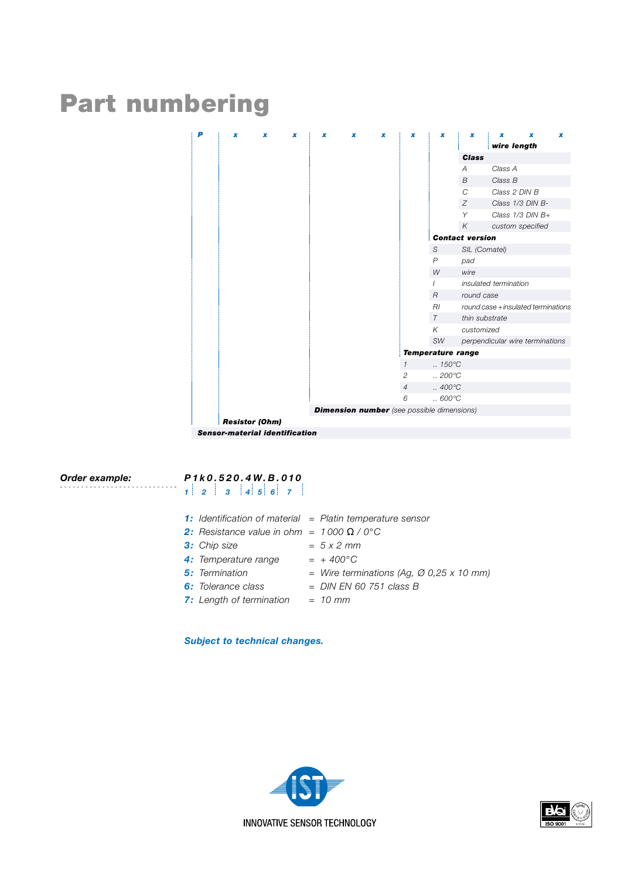# Part numbering

P x x x x x x x x x x x x

**wire length**

| **Class** | |
|---|---|
| A | Class A |
| B | Class B |
| C | Class 2 DIN B |
| Z | Class 1/3 DIN B- |
| Y | Class 1/3 DIN B+ |
| K | custom specified |

| **Contact version** | |
|---|---|
| S | SIL (Comatel) |
| P | pad |
| W | wire |
| I | insulated termination |
| R | round case |
| RI | round case +insulated terminations |
| T | thin substrate |
| K | customized |
| SW | perpendicular wire terminations |

| **Temperature range** | |
|---|---|
| 1 | .. 150°C |
| 2 | .. 200°C |
| 4 | .. 400°C |
| 6 | .. 600°C |

**Dimension number** *(see possible dimensions)*

**Resistor (Ohm)**

**Sensor-material identification**

***Order example:***

**P1k0.520.4W.B.010**

1 2 3 4 5 6 7

- **1:** *Identification of material* = *Platin temperature sensor*
- **2:** *Resistance value in ohm* = *1 000 Ω / 0°C*
- **3:** *Chip size* = *5 x 2 mm*
- **4:** *Temperature range* = *+ 400°C*
- **5:** *Termination* = *Wire terminations (Ag, Ø 0,25 x 10 mm)*
- **6:** *Tolerance class* = *DIN EN 60 751 class B*
- **7:** *Length of termination* = *10 mm*

***Subject to technical changes.***

INNOVATIVE SENSOR TECHNOLOGY

ISO 9001